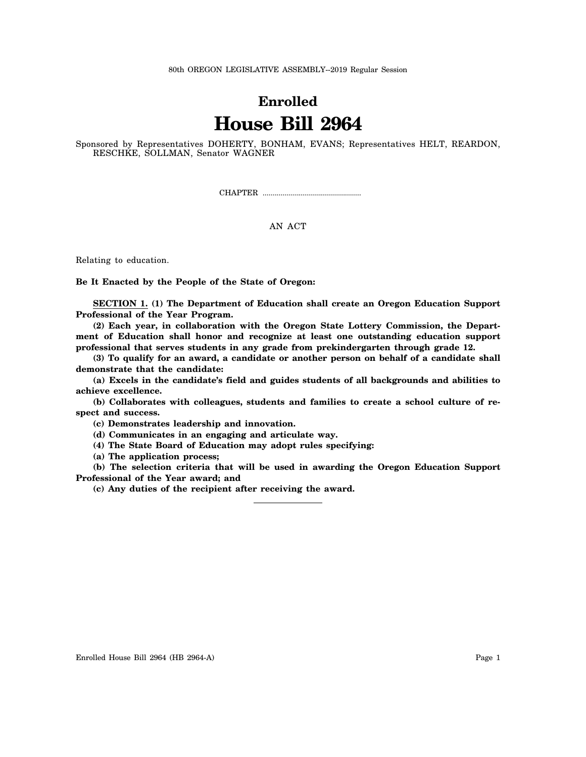80th OREGON LEGISLATIVE ASSEMBLY--2019 Regular Session

# Enrolled
# House Bill 2964

Sponsored by Representatives DOHERTY, BONHAM, EVANS; Representatives HELT, REARDON, RESCHKE, SOLLMAN, Senator WAGNER

CHAPTER .................................................

AN ACT

Relating to education.

**Be It Enacted by the People of the State of Oregon:**

**SECTION 1. (1) The Department of Education shall create an Oregon Education Support Professional of the Year Program.**

**(2) Each year, in collaboration with the Oregon State Lottery Commission, the Department of Education shall honor and recognize at least one outstanding education support professional that serves students in any grade from prekindergarten through grade 12.**

**(3) To qualify for an award, a candidate or another person on behalf of a candidate shall demonstrate that the candidate:**

**(a) Excels in the candidate's field and guides students of all backgrounds and abilities to achieve excellence.**

**(b) Collaborates with colleagues, students and families to create a school culture of respect and success.**

**(c) Demonstrates leadership and innovation.**

**(d) Communicates in an engaging and articulate way.**

**(4) The State Board of Education may adopt rules specifying:**

**(a) The application process;**

**(b) The selection criteria that will be used in awarding the Oregon Education Support Professional of the Year award; and**

**(c) Any duties of the recipient after receiving the award.**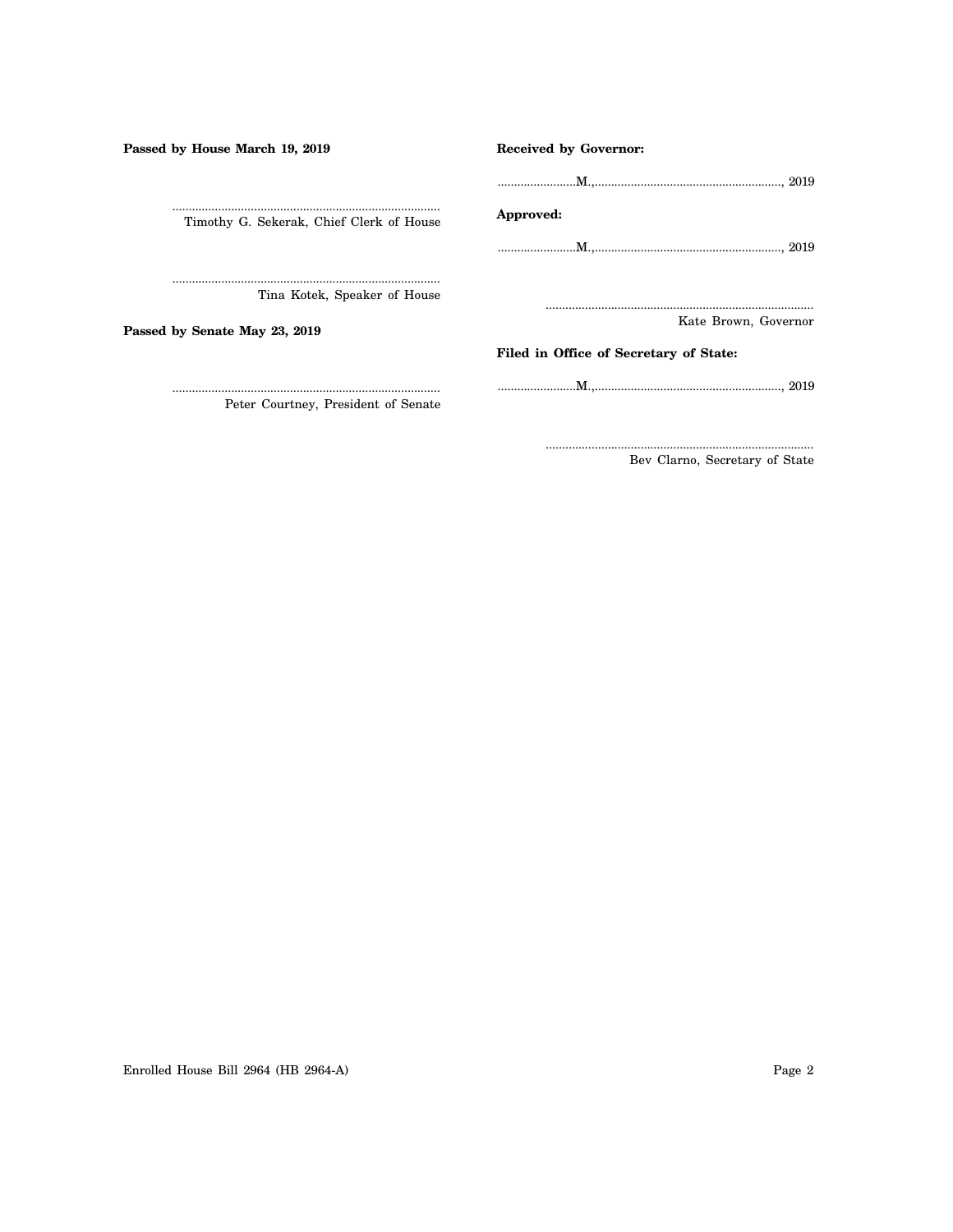**Passed by House March 19, 2019**

..................................................................................
Timothy G. Sekerak, Chief Clerk of House

..................................................................................
Tina Kotek, Speaker of House

**Passed by Senate May 23, 2019**

..................................................................................
Peter Courtney, President of Senate

**Received by Governor:**

........................M.,........................................................., 2019

**Approved:**

........................M.,........................................................., 2019

..................................................................................
Kate Brown, Governor

**Filed in Office of Secretary of State:**

........................M.,........................................................., 2019

..................................................................................
Bev Clarno, Secretary of State